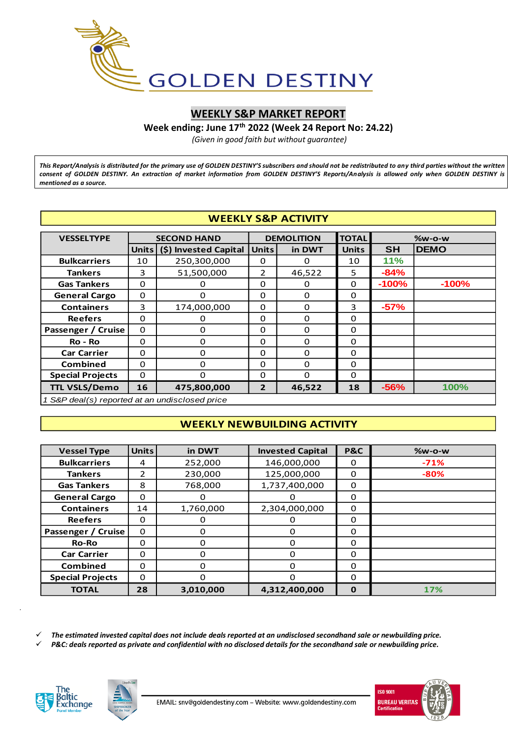# GOLDEN DESTINY

## WEEKLY S&P MARKET REPORT

**Week ending: June 17th 2022 (Week 24 Report No: 24.22)**

*(Given in good faith but without guarantee)*

*This Report/Analysis is distributed for the primary use of GOLDEN DESTINY'S subscribers and should not be redistributed to any third parties without the written consent of GOLDEN DESTINY. An extraction of market information from GOLDEN DESTINY'S Reports/Analysis is allowed only when GOLDEN DESTINY is mentioned as a source.*

### WEEKLY S&P ACTIVITY

| VESSELTYPE | SECOND HAND | | DEMOLITION | | TOTAL | %w-o-w | |
|---|---|---|---|---|---|---|---|
| | Units | ($) Invested Capital | Units | in DWT | Units | SH | DEMO |
| Bulkcarriers | 10 | 250,300,000 | 0 | 0 | 10 | 11% | |
| Tankers | 3 | 51,500,000 | 2 | 46,522 | 5 | -84% | |
| Gas Tankers | 0 | 0 | 0 | 0 | 0 | -100% | -100% |
| General Cargo | 0 | 0 | 0 | 0 | 0 | | |
| Containers | 3 | 174,000,000 | 0 | 0 | 3 | -57% | |
| Reefers | 0 | 0 | 0 | 0 | 0 | | |
| Passenger / Cruise | 0 | 0 | 0 | 0 | 0 | | |
| Ro - Ro | 0 | 0 | 0 | 0 | 0 | | |
| Car Carrier | 0 | 0 | 0 | 0 | 0 | | |
| Combined | 0 | 0 | 0 | 0 | 0 | | |
| Special Projects | 0 | 0 | 0 | 0 | 0 | | |
| **TTL VSLS/Demo** | **16** | **475,800,000** | **2** | **46,522** | **18** | **-56%** | **100%** |

*1 S&P deal(s) reported at an undisclosed price*

### WEEKLY NEWBUILDING ACTIVITY

| Vessel Type | Units | in DWT | Invested Capital | P&C | %w-o-w |
|---|---|---|---|---|---|
| Bulkcarriers | 4 | 252,000 | 146,000,000 | 0 | -71% |
| Tankers | 2 | 230,000 | 125,000,000 | 0 | -80% |
| Gas Tankers | 8 | 768,000 | 1,737,400,000 | 0 | |
| General Cargo | 0 | 0 | 0 | 0 | |
| Containers | 14 | 1,760,000 | 2,304,000,000 | 0 | |
| Reefers | 0 | 0 | 0 | 0 | |
| Passenger / Cruise | 0 | 0 | 0 | 0 | |
| Ro-Ro | 0 | 0 | 0 | 0 | |
| Car Carrier | 0 | 0 | 0 | 0 | |
| Combined | 0 | 0 | 0 | 0 | |
| Special Projects | 0 | 0 | 0 | 0 | |
| **TOTAL** | **28** | **3,010,000** | **4,312,400,000** | **0** | **17%** |

- ✓ ***The estimated invested capital does not include deals reported at an undisclosed secondhand sale or newbuilding price.***
- ✓ ***P&C: deals reported as private and confidential with no disclosed details for the secondhand sale or newbuilding price.***

EMAIL: snv@goldendestiny.com – Website: www.goldendestiny.com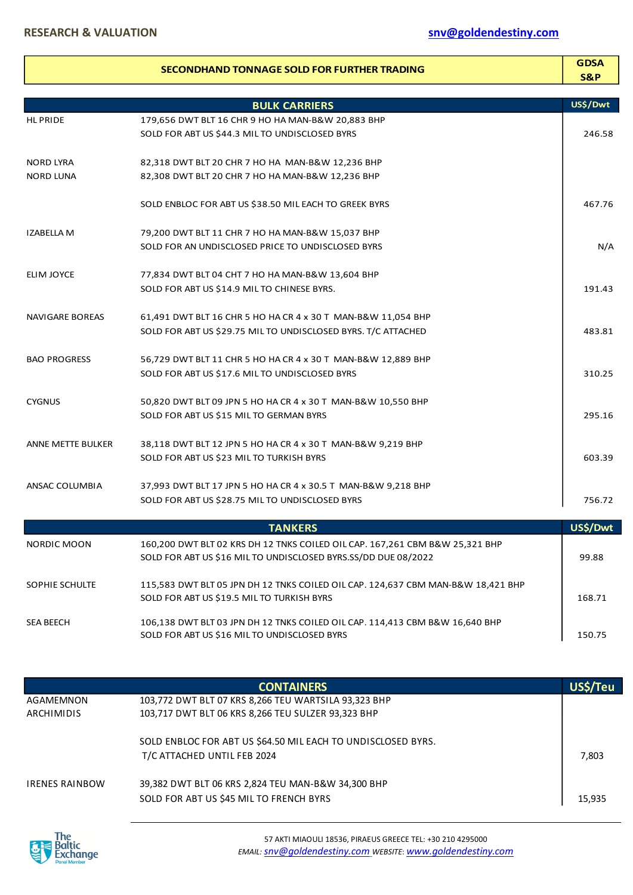RESEARCH & VALUATION

snv@goldendestiny.com

## SECONDHAND TONNAGE SOLD FOR FURTHER TRADING

**GDSA S&P**

### BULK CARRIERS

| Vessel | Details | US$/Dwt |
|---|---|---|
| HL PRIDE | 179,656 DWT BLT 16 CHR 9 HO HA MAN-B&W 20,883 BHP<br>SOLD FOR ABT US $44.3 MIL TO UNDISCLOSED BYRS | 246.58 |
| NORD LYRA<br>NORD LUNA | 82,318 DWT BLT 20 CHR 7 HO HA MAN-B&W 12,236 BHP<br>82,308 DWT BLT 20 CHR 7 HO HA MAN-B&W 12,236 BHP<br>SOLD ENBLOC FOR ABT US $38.50 MIL EACH TO GREEK BYRS | 467.76 |
| IZABELLA M | 79,200 DWT BLT 11 CHR 7 HO HA MAN-B&W 15,037 BHP<br>SOLD FOR AN UNDISCLOSED PRICE TO UNDISCLOSED BYRS | N/A |
| ELIM JOYCE | 77,834 DWT BLT 04 CHT 7 HO HA MAN-B&W 13,604 BHP<br>SOLD FOR ABT US $14.9 MIL TO CHINESE BYRS. | 191.43 |
| NAVIGARE BOREAS | 61,491 DWT BLT 16 CHR 5 HO HA CR 4 x 30 T MAN-B&W 11,054 BHP<br>SOLD FOR ABT US $29.75 MIL TO UNDISCLOSED BYRS. T/C ATTACHED | 483.81 |
| BAO PROGRESS | 56,729 DWT BLT 11 CHR 5 HO HA CR 4 x 30 T MAN-B&W 12,889 BHP<br>SOLD FOR ABT US $17.6 MIL TO UNDISCLOSED BYRS | 310.25 |
| CYGNUS | 50,820 DWT BLT 09 JPN 5 HO HA CR 4 x 30 T MAN-B&W 10,550 BHP<br>SOLD FOR ABT US $15 MIL TO GERMAN BYRS | 295.16 |
| ANNE METTE BULKER | 38,118 DWT BLT 12 JPN 5 HO HA CR 4 x 30 T MAN-B&W 9,219 BHP<br>SOLD FOR ABT US $23 MIL TO TURKISH BYRS | 603.39 |
| ANSAC COLUMBIA | 37,993 DWT BLT 17 JPN 5 HO HA CR 4 x 30.5 T MAN-B&W 9,218 BHP<br>SOLD FOR ABT US $28.75 MIL TO UNDISCLOSED BYRS | 756.72 |

### TANKERS

| Vessel | Details | US$/Dwt |
|---|---|---|
| NORDIC MOON | 160,200 DWT BLT 02 KRS DH 12 TNKS COILED OIL CAP. 167,261 CBM B&W 25,321 BHP<br>SOLD FOR ABT US $16 MIL TO UNDISCLOSED BYRS.SS/DD DUE 08/2022 | 99.88 |
| SOPHIE SCHULTE | 115,583 DWT BLT 05 JPN DH 12 TNKS COILED OIL CAP. 124,637 CBM MAN-B&W 18,421 BHP<br>SOLD FOR ABT US $19.5 MIL TO TURKISH BYRS | 168.71 |
| SEA BEECH | 106,138 DWT BLT 03 JPN DH 12 TNKS COILED OIL CAP. 114,413 CBM B&W 16,640 BHP<br>SOLD FOR ABT US $16 MIL TO UNDISCLOSED BYRS | 150.75 |

### CONTAINERS

| Vessel | Details | US$/Teu |
|---|---|---|
| AGAMEMNON<br>ARCHIMIDIS | 103,772 DWT BLT 07 KRS 8,266 TEU WARTSILA 93,323 BHP<br>103,717 DWT BLT 06 KRS 8,266 TEU SULZER 93,323 BHP<br>SOLD ENBLOC FOR ABT US $64.50 MIL EACH TO UNDISCLOSED BYRS.<br>T/C ATTACHED UNTIL FEB 2024 | 7,803 |
| IRENES RAINBOW | 39,382 DWT BLT 06 KRS 2,824 TEU MAN-B&W 34,300 BHP<br>SOLD FOR ABT US $45 MIL TO FRENCH BYRS | 15,935 |

The Baltic Exchange Panel Member

57 AKTI MIAOULI 18536, PIRAEUS GREECE TEL: +30 210 4295000
*EMAIL:* snv@goldendestiny.com *WEBSITE:* www.goldendestiny.com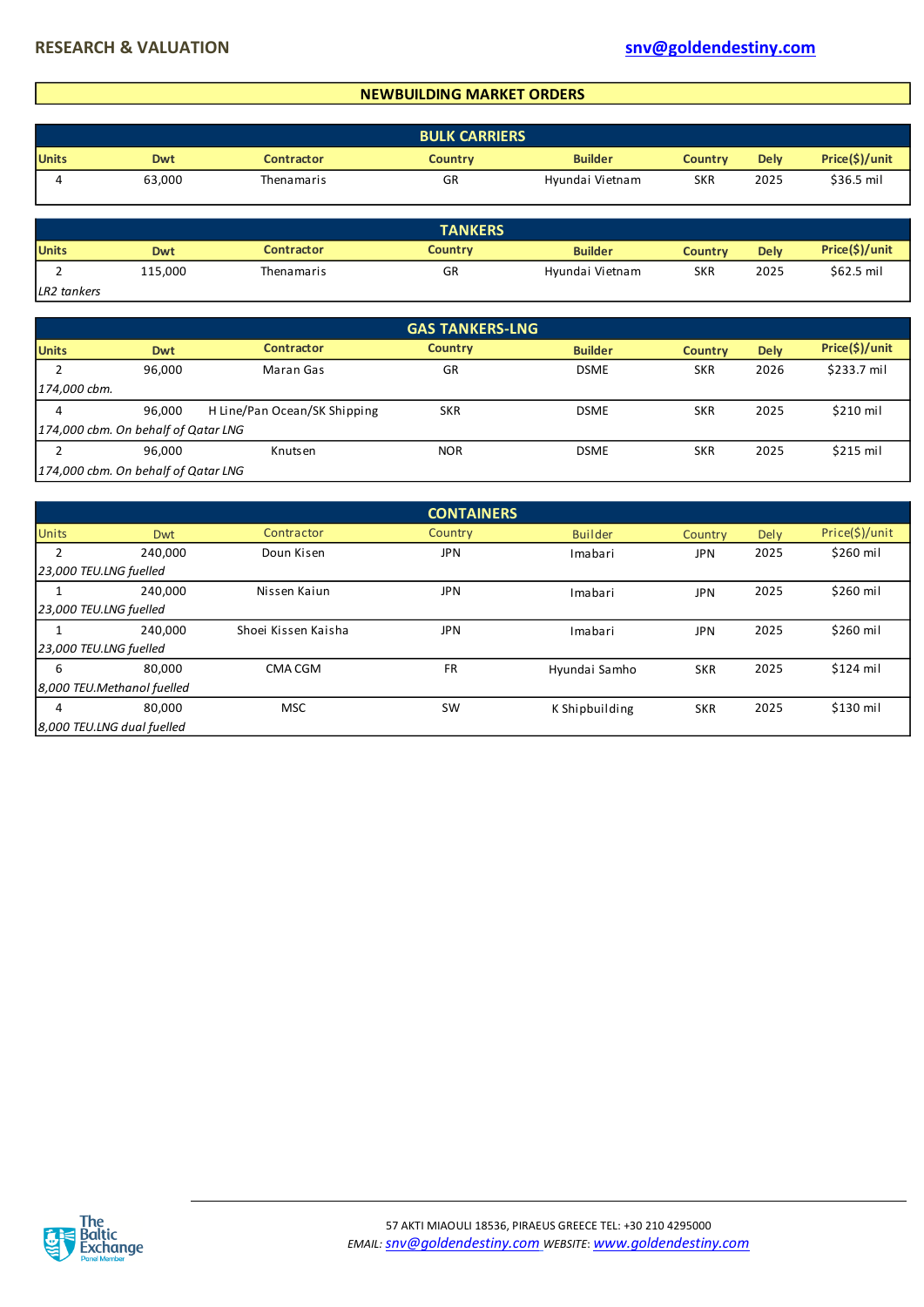## NEWBUILDING MARKET ORDERS

### BULK CARRIERS

| Units | Dwt | Contractor | Country | Builder | Country | Dely | Price($)/unit |
|---|---|---|---|---|---|---|---|
| 4 | 63,000 | Thenamaris | GR | Hyundai Vietnam | SKR | 2025 | $36.5 mil |

### TANKERS

| Units | Dwt | Contractor | Country | Builder | Country | Dely | Price($)/unit |
|---|---|---|---|---|---|---|---|
| 2 | 115,000 | Thenamaris | GR | Hyundai Vietnam | SKR | 2025 | $62.5 mil |
| *LR2 tankers* | | | | | | | |

### GAS TANKERS-LNG

| Units | Dwt | Contractor | Country | Builder | Country | Dely | Price($)/unit |
|---|---|---|---|---|---|---|---|
| 2 | 96,000 | Maran Gas | GR | DSME | SKR | 2026 | $233.7 mil |
| *174,000 cbm.* | | | | | | | |
| 4 | 96,000 | H Line/Pan Ocean/SK Shipping | SKR | DSME | SKR | 2025 | $210 mil |
| *174,000 cbm. On behalf of Qatar LNG* | | | | | | | |
| 2 | 96,000 | Knutsen | NOR | DSME | SKR | 2025 | $215 mil |
| *174,000 cbm. On behalf of Qatar LNG* | | | | | | | |

### CONTAINERS

| Units | Dwt | Contractor | Country | Builder | Country | Dely | Price($)/unit |
|---|---|---|---|---|---|---|---|
| 2 | 240,000 | Doun Kisen | JPN | Imabari | JPN | 2025 | $260 mil |
| *23,000 TEU.LNG fuelled* | | | | | | | |
| 1 | 240,000 | Nissen Kaiun | JPN | Imabari | JPN | 2025 | $260 mil |
| *23,000 TEU.LNG fuelled* | | | | | | | |
| 1 | 240,000 | Shoei Kissen Kaisha | JPN | Imabari | JPN | 2025 | $260 mil |
| *23,000 TEU.LNG fuelled* | | | | | | | |
| 6 | 80,000 | CMA CGM | FR | Hyundai Samho | SKR | 2025 | $124 mil |
| *8,000 TEU.Methanol fuelled* | | | | | | | |
| 4 | 80,000 | MSC | SW | K Shipbuilding | SKR | 2025 | $130 mil |
| *8,000 TEU.LNG dual fuelled* | | | | | | | |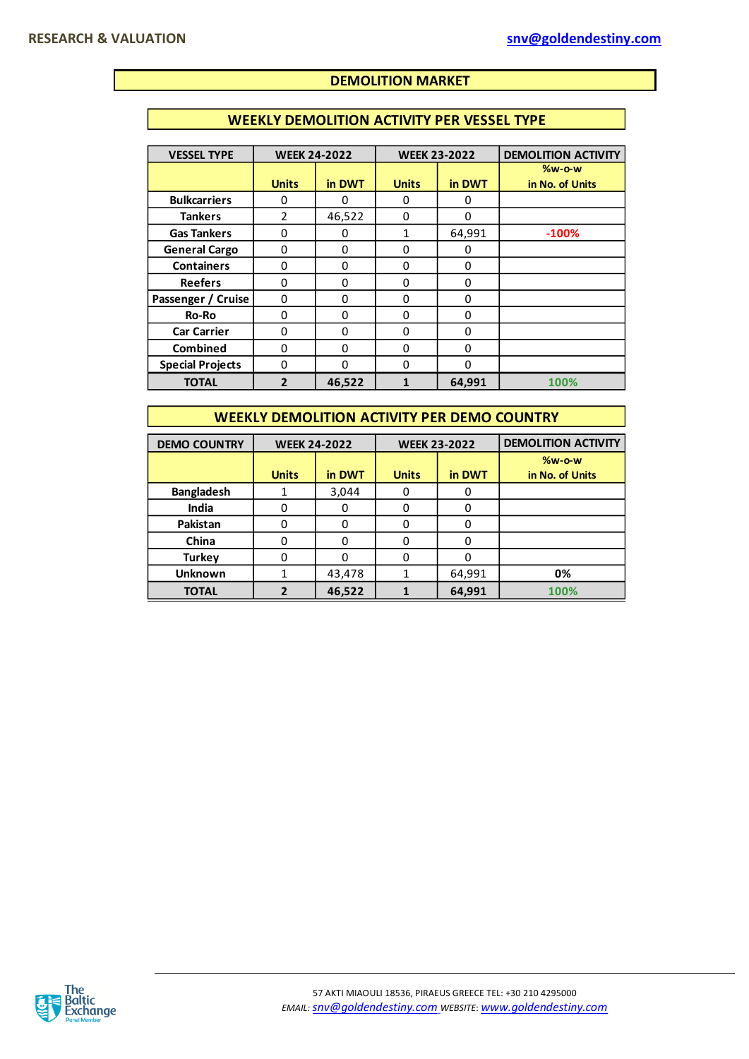# DEMOLITION MARKET

## WEEKLY DEMOLITION ACTIVITY PER VESSEL TYPE

| VESSEL TYPE | WEEK 24-2022 | | WEEK 23-2022 | | DEMOLITION ACTIVITY |
|---|---|---|---|---|---|
| | Units | in DWT | Units | in DWT | %w-o-w in No. of Units |
| Bulkcarriers | 0 | 0 | 0 | 0 | |
| Tankers | 2 | 46,522 | 0 | 0 | |
| Gas Tankers | 0 | 0 | 1 | 64,991 | -100% |
| General Cargo | 0 | 0 | 0 | 0 | |
| Containers | 0 | 0 | 0 | 0 | |
| Reefers | 0 | 0 | 0 | 0 | |
| Passenger / Cruise | 0 | 0 | 0 | 0 | |
| Ro-Ro | 0 | 0 | 0 | 0 | |
| Car Carrier | 0 | 0 | 0 | 0 | |
| Combined | 0 | 0 | 0 | 0 | |
| Special Projects | 0 | 0 | 0 | 0 | |
| **TOTAL** | **2** | **46,522** | **1** | **64,991** | **100%** |

## WEEKLY DEMOLITION ACTIVITY PER DEMO COUNTRY

| DEMO COUNTRY | WEEK 24-2022 | | WEEK 23-2022 | | DEMOLITION ACTIVITY |
|---|---|---|---|---|---|
| | Units | in DWT | Units | in DWT | %w-o-w in No. of Units |
| Bangladesh | 1 | 3,044 | 0 | 0 | |
| India | 0 | 0 | 0 | 0 | |
| Pakistan | 0 | 0 | 0 | 0 | |
| China | 0 | 0 | 0 | 0 | |
| Turkey | 0 | 0 | 0 | 0 | |
| Unknown | 1 | 43,478 | 1 | 64,991 | 0% |
| **TOTAL** | **2** | **46,522** | **1** | **64,991** | **100%** |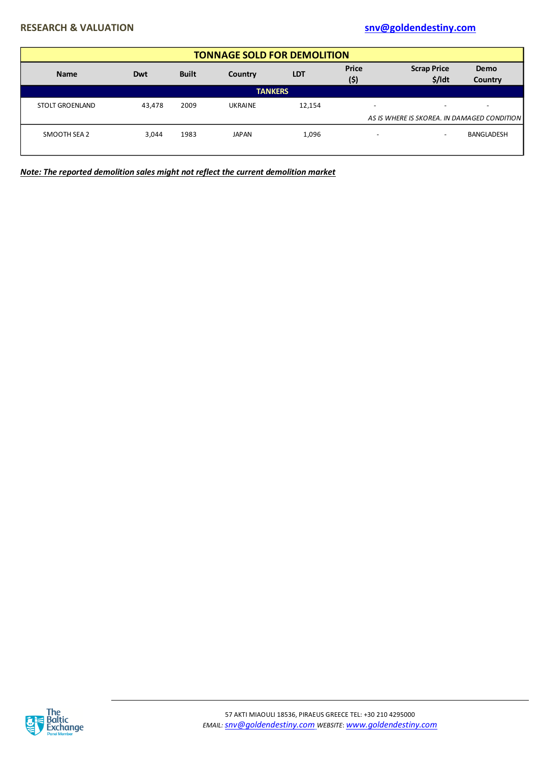## TONNAGE SOLD FOR DEMOLITION

| Name | Dwt | Built | Country | LDT | Price ($) | Scrap Price $/ldt | Demo Country |
|---|---|---|---|---|---|---|---|
| **TANKERS** | | | | | | | |
| STOLT GROENLAND | 43,478 | 2009 | UKRAINE | 12,154 | - | - | - |
| | | | | | *AS IS WHERE IS SKOREA. IN DAMAGED CONDITION* | | |
| SMOOTH SEA 2 | 3,044 | 1983 | JAPAN | 1,096 | - | - | BANGLADESH |

***Note: The reported demolition sales might not reflect the current demolition market***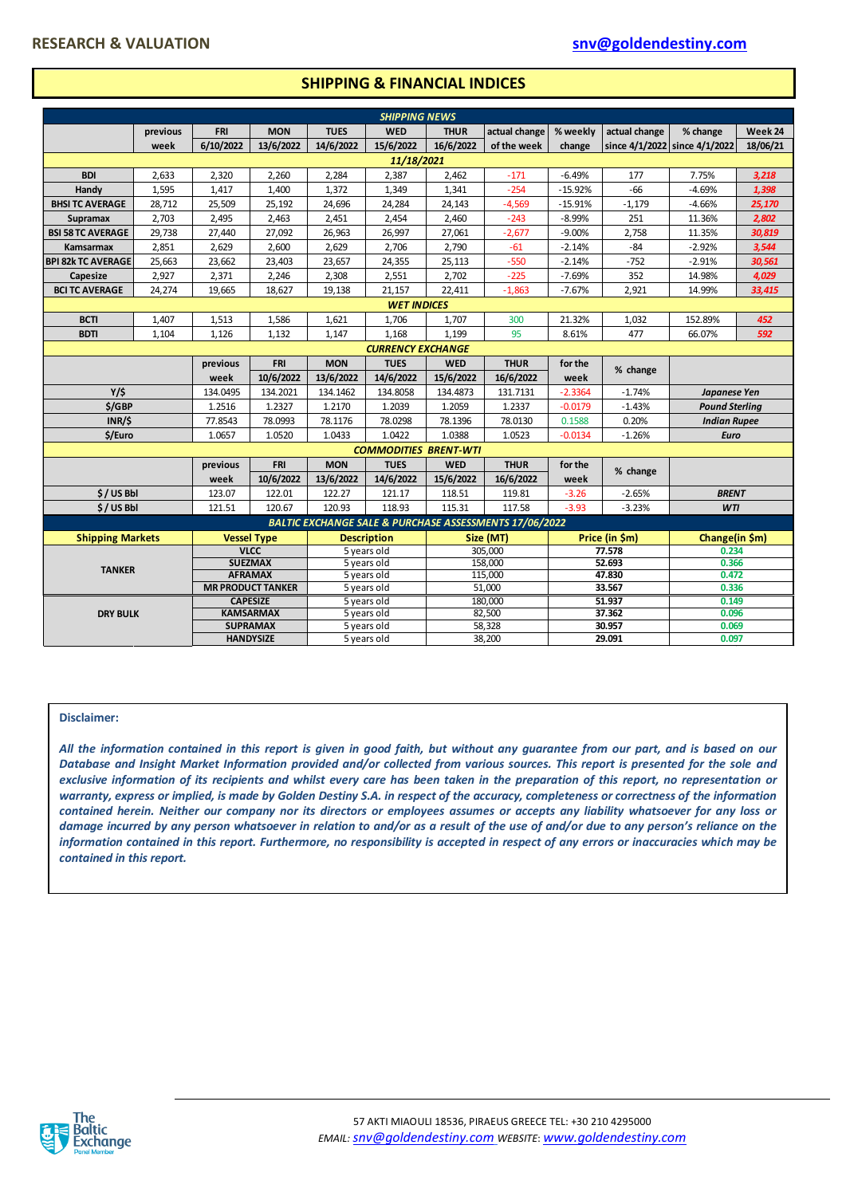## SHIPPING & FINANCIAL INDICES

| | | | | | | | | | | | |
|---|---|---|---|---|---|---|---|---|---|---|---|
| ***SHIPPING NEWS*** | | | | | | | | | | | |
| | **previous week** | **FRI 6/10/2022** | **MON 13/6/2022** | **TUES 14/6/2022** | **WED 15/6/2022** | **THUR 16/6/2022** | **actual change of the week** | **% weekly change** | **actual change since 4/1/2022** | **% change since 4/1/2022** | **Week 24 18/06/21** |
| ***11/18/2021*** | | | | | | | | | | | |
| **BDI** | 2,633 | 2,320 | 2,260 | 2,284 | 2,387 | 2,462 | -171 | -6.49% | 177 | 7.75% | ***3,218*** |
| **Handy** | 1,595 | 1,417 | 1,400 | 1,372 | 1,349 | 1,341 | -254 | -15.92% | -66 | -4.69% | ***1,398*** |
| **BHSI TC AVERAGE** | 28,712 | 25,509 | 25,192 | 24,696 | 24,284 | 24,143 | -4,569 | -15.91% | -1,179 | -4.66% | ***25,170*** |
| **Supramax** | 2,703 | 2,495 | 2,463 | 2,451 | 2,454 | 2,460 | -243 | -8.99% | 251 | 11.36% | ***2,802*** |
| **BSI 58 TC AVERAGE** | 29,738 | 27,440 | 27,092 | 26,963 | 26,997 | 27,061 | -2,677 | -9.00% | 2,758 | 11.35% | ***30,819*** |
| **Kamsarmax** | 2,851 | 2,629 | 2,600 | 2,629 | 2,706 | 2,790 | -61 | -2.14% | -84 | -2.92% | ***3,544*** |
| **BPI 82k TC AVERAGE** | 25,663 | 23,662 | 23,403 | 23,657 | 24,355 | 25,113 | -550 | -2.14% | -752 | -2.91% | ***30,561*** |
| **Capesize** | 2,927 | 2,371 | 2,246 | 2,308 | 2,551 | 2,702 | -225 | -7.69% | 352 | 14.98% | ***4,029*** |
| **BCI TC AVERAGE** | 24,274 | 19,665 | 18,627 | 19,138 | 21,157 | 22,411 | -1,863 | -7.67% | 2,921 | 14.99% | ***33,415*** |
| ***WET INDICES*** | | | | | | | | | | | |
| **BCTI** | 1,407 | 1,513 | 1,586 | 1,621 | 1,706 | 1,707 | 300 | 21.32% | 1,032 | 152.89% | ***452*** |
| **BDTI** | 1,104 | 1,126 | 1,132 | 1,147 | 1,168 | 1,199 | 95 | 8.61% | 477 | 66.07% | ***592*** |

| | | | | | | | | | |
|---|---|---|---|---|---|---|---|---|---|
| ***CURRENCY EXCHANGE*** | | | | | | | | | |
| | **previous week** | **FRI 10/6/2022** | **MON 13/6/2022** | **TUES 14/6/2022** | **WED 15/6/2022** | **THUR 16/6/2022** | **for the week** | **% change** | |
| **Y/$** | 134.0495 | 134.2021 | 134.1462 | 134.8058 | 134.4873 | 131.7131 | -2.3364 | -1.74% | ***Japanese Yen*** |
| **$/GBP** | 1.2516 | 1.2327 | 1.2170 | 1.2039 | 1.2059 | 1.2337 | -0.0179 | -1.43% | ***Pound Sterling*** |
| **INR/$** | 77.8543 | 78.0993 | 78.1176 | 78.0298 | 78.1396 | 78.0130 | 0.1588 | 0.20% | ***Indian Rupee*** |
| **$/Euro** | 1.0657 | 1.0520 | 1.0433 | 1.0422 | 1.0388 | 1.0523 | -0.0134 | -1.26% | ***Euro*** |
| ***COMMODITIES BRENT-WTI*** | | | | | | | | | |
| | **previous week** | **FRI 10/6/2022** | **MON 13/6/2022** | **TUES 14/6/2022** | **WED 15/6/2022** | **THUR 16/6/2022** | **for the week** | **% change** | |
| **$ / US Bbl** | 123.07 | 122.01 | 122.27 | 121.17 | 118.51 | 119.81 | -3.26 | -2.65% | ***BRENT*** |
| **$ / US Bbl** | 121.51 | 120.67 | 120.93 | 118.93 | 115.31 | 117.58 | -3.93 | -3.23% | ***WTI*** |

***BALTIC EXCHANGE SALE & PURCHASE ASSESSMENTS 17/06/2022***

| Shipping Markets | Vessel Type | Description | Size (MT) | Price (in $m) | Change(in $m) |
|---|---|---|---|---|---|
| **TANKER** | **VLCC** | 5 years old | 305,000 | **77.578** | **0.234** |
| | **SUEZMAX** | 5 years old | 158,000 | **52.693** | **0.366** |
| | **AFRAMAX** | 5 years old | 115,000 | **47.830** | **0.472** |
| | **MR PRODUCT TANKER** | 5 years old | 51,000 | **33.567** | **0.336** |
| **DRY BULK** | **CAPESIZE** | 5 years old | 180,000 | **51.937** | **0.149** |
| | **KAMSARMAX** | 5 years old | 82,500 | **37.362** | **0.096** |
| | **SUPRAMAX** | 5 years old | 58,328 | **30.957** | **0.069** |
| | **HANDYSIZE** | 5 years old | 38,200 | **29.091** | **0.097** |

**Disclaimer:**

***All the information contained in this report is given in good faith, but without any guarantee from our part, and is based on our Database and Insight Market Information provided and/or collected from various sources. This report is presented for the sole and exclusive information of its recipients and whilst every care has been taken in the preparation of this report, no representation or warranty, express or implied, is made by Golden Destiny S.A. in respect of the accuracy, completeness or correctness of the information contained herein. Neither our company nor its directors or employees assumes or accepts any liability whatsoever for any loss or damage incurred by any person whatsoever in relation to and/or as a result of the use of and/or due to any person's reliance on the information contained in this report. Furthermore, no responsibility is accepted in respect of any errors or inaccuracies which may be contained in this report.***